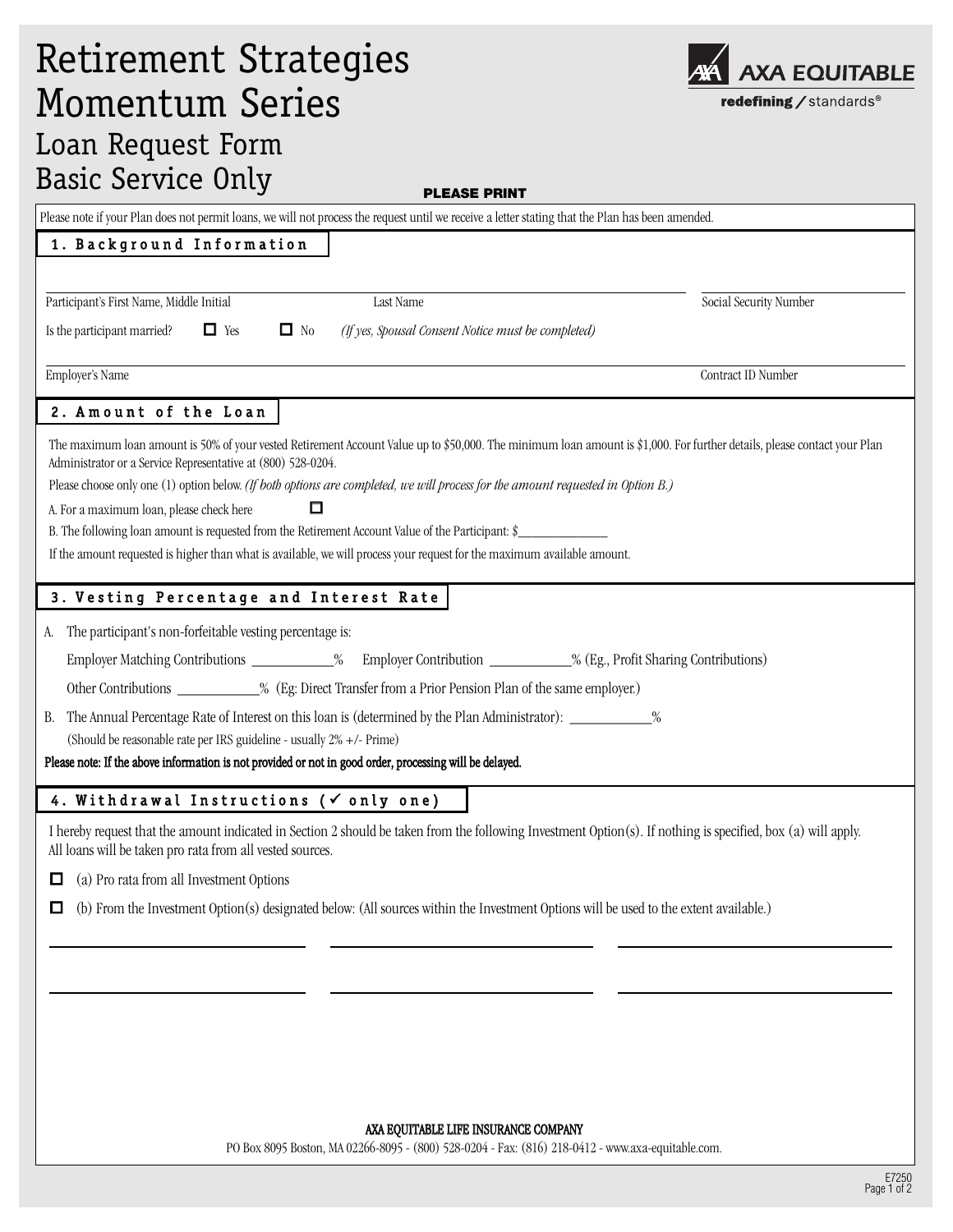# Retirement Strategies Momentum Series

## Loan Request Form Basic Service Only

AXA EQUITABLE
redefining / standards®

**PLEASE PRINT**

Please note if your Plan does not permit loans, we will not process the request until we receive a letter stating that the Plan has been amended.

### 1. Background Information

Participant's First Name, Middle Initial ____________ Last Name ____________ Social Security Number ____________

Is the participant married? ☐ Yes ☐ No *(If yes, Spousal Consent Notice must be completed)*

Employer's Name ____________ Contract ID Number ____________

### 2. Amount of the Loan

The maximum loan amount is 50% of your vested Retirement Account Value up to $50,000. The minimum loan amount is $1,000. For further details, please contact your Plan Administrator or a Service Representative at (800) 528-0204.

Please choose only one (1) option below. *(If both options are completed, we will process for the amount requested in Option B.)*

A. For a maximum loan, please check here ☐

B. The following loan amount is requested from the Retirement Account Value of the Participant: $______________

If the amount requested is higher than what is available, we will process your request for the maximum available amount.

### 3. Vesting Percentage and Interest Rate

A. The participant's non-forfeitable vesting percentage is:

Employer Matching Contributions ___________% Employer Contribution ___________% (Eg., Profit Sharing Contributions)

Other Contributions ___________% (Eg: Direct Transfer from a Prior Pension Plan of the same employer.)

B. The Annual Percentage Rate of Interest on this loan is (determined by the Plan Administrator): ___________%

(Should be reasonable rate per IRS guideline - usually 2% +/- Prime)

**Please note: If the above information is not provided or not in good order, processing will be delayed.**

### 4. Withdrawal Instructions (✓ only one)

I hereby request that the amount indicated in Section 2 should be taken from the following Investment Option(s). If nothing is specified, box (a) will apply. All loans will be taken pro rata from all vested sources.

☐ (a) Pro rata from all Investment Options

☐ (b) From the Investment Option(s) designated below: (All sources within the Investment Options will be used to the extent available.)

____________ ____________ ____________

____________ ____________ ____________

AXA EQUITABLE LIFE INSURANCE COMPANY

PO Box 8095 Boston, MA 02266-8095 - (800) 528-0204 - Fax: (816) 218-0412 - www.axa-equitable.com.

E7250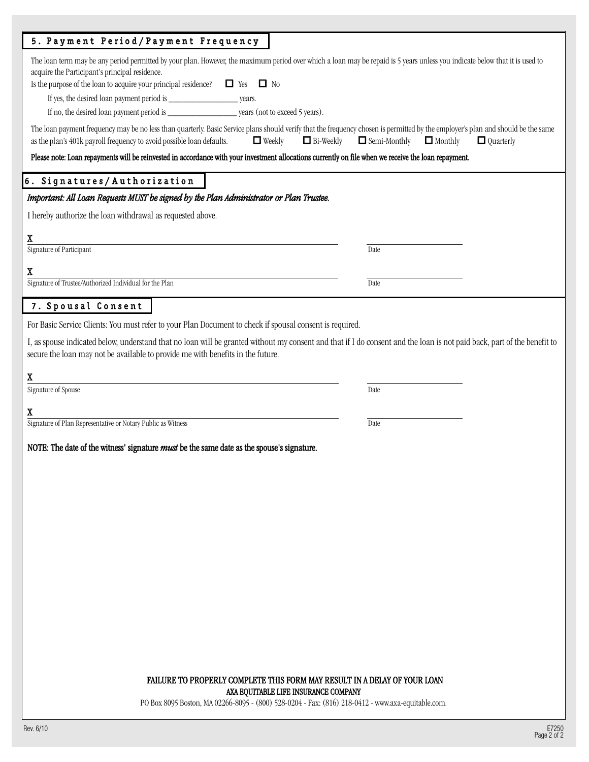## 5. Payment Period/Payment Frequency

The loan term may be any period permitted by your plan. However, the maximum period over which a loan may be repaid is 5 years unless you indicate below that it is used to acquire the Participant's principal residence.

Is the purpose of the loan to acquire your principal residence? ☐ Yes ☐ No

If yes, the desired loan payment period is __________________ years.

If no, the desired loan payment period is __________________ years (not to exceed 5 years).

The loan payment frequency may be no less than quarterly. Basic Service plans should verify that the frequency chosen is permitted by the employer's plan and should be the same as the plan's 401k payroll frequency to avoid possible loan defaults. ☐ Weekly ☐ Bi-Weekly ☐ Semi-Monthly ☐ Monthly ☐ Quarterly

**Please note: Loan repayments will be reinvested in accordance with your investment allocations currently on file when we receive the loan repayment.**

## 6. Signatures/Authorization

***Important: All Loan Requests MUST be signed by the Plan Administrator or Plan Trustee.***

I hereby authorize the loan withdrawal as requested above.

X ______________________________________________ ____________________

Signature of Participant Date

X ______________________________________________ ____________________

Signature of Trustee/Authorized Individual for the Plan Date

## 7. Spousal Consent

For Basic Service Clients: You must refer to your Plan Document to check if spousal consent is required.

I, as spouse indicated below, understand that no loan will be granted without my consent and that if I do consent and the loan is not paid back, part of the benefit to secure the loan may not be available to provide me with benefits in the future.

X ______________________________________________ ____________________

Signature of Spouse Date

X ______________________________________________ ____________________

Signature of Plan Representative or Notary Public as Witness Date

**NOTE: The date of the witness' signature *must* be the same date as the spouse's signature.**

**FAILURE TO PROPERLY COMPLETE THIS FORM MAY RESULT IN A DELAY OF YOUR LOAN**

**AXA EQUITABLE LIFE INSURANCE COMPANY**

PO Box 8095 Boston, MA 02266-8095 - (800) 528-0204 - Fax: (816) 218-0412 - www.axa-equitable.com.

Rev. 6/10

E7250